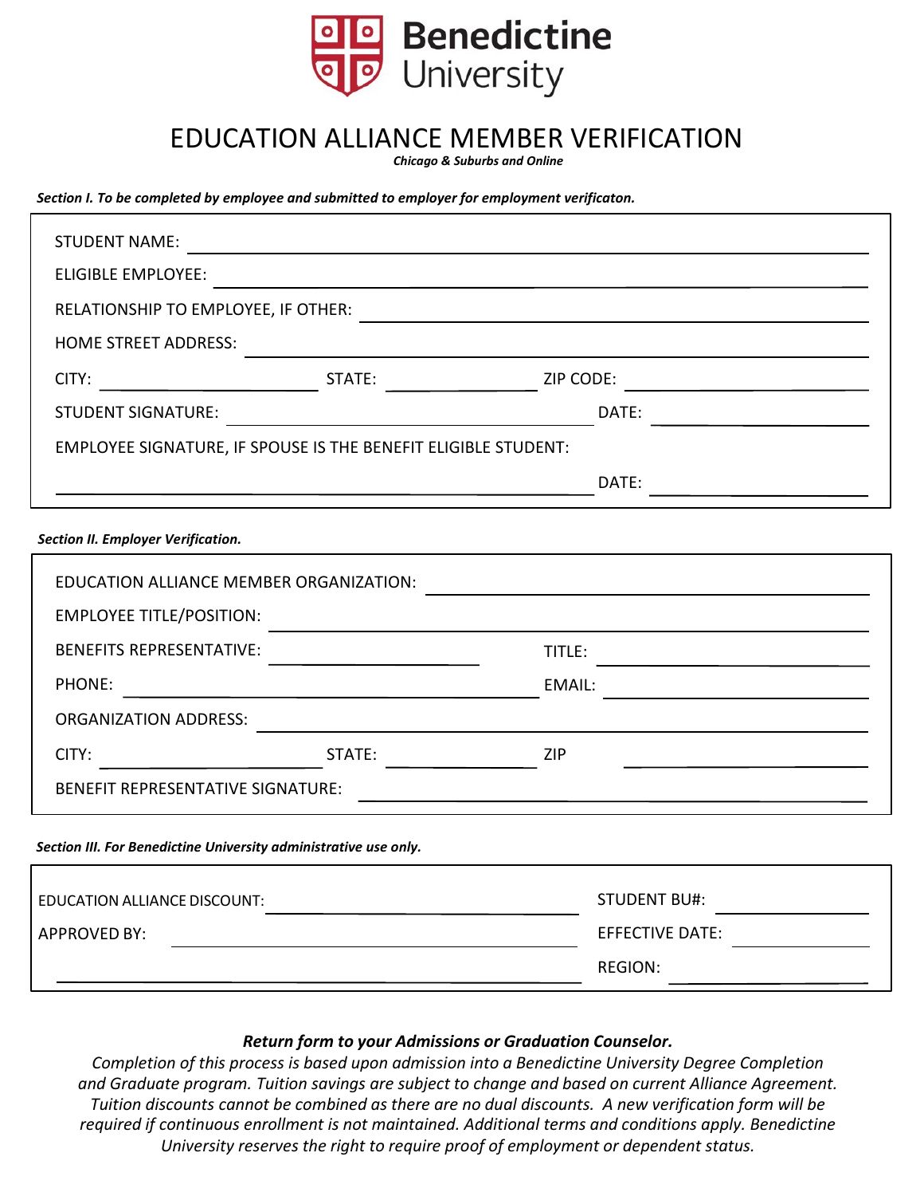# Benedictine University

## EDUCATION ALLIANCE MEMBER VERIFICATION

***Chicago & Suburbs and Online***

***Section I. To be completed by employee and submitted to employer for employment verificaton.***

STUDENT NAME: ______________________________

ELIGIBLE EMPLOYEE: ______________________________

RELATIONSHIP TO EMPLOYEE, IF OTHER: ______________________________

HOME STREET ADDRESS: ______________________________

CITY: ____________ STATE: ____________ ZIP CODE: ____________

STUDENT SIGNATURE: ______________________________ DATE: ____________

EMPLOYEE SIGNATURE, IF SPOUSE IS THE BENEFIT ELIGIBLE STUDENT:

______________________________ DATE: ____________

***Section II. Employer Verification.***

EDUCATION ALLIANCE MEMBER ORGANIZATION: ______________________________

EMPLOYEE TITLE/POSITION: ______________________________

BENEFITS REPRESENTATIVE: ____________ TITLE: ____________

PHONE: ____________ EMAIL: ____________

ORGANIZATION ADDRESS: ______________________________

CITY: ____________ STATE: ____________ ZIP ____________

BENEFIT REPRESENTATIVE SIGNATURE: ______________________________

***Section III. For Benedictine University administrative use only.***

EDUCATION ALLIANCE DISCOUNT: ______________________________ STUDENT BU#: ____________

APPROVED BY: ______________________________ EFFECTIVE DATE: ____________

______________________________ REGION: ____________

***Return form to your Admissions or Graduation Counselor.***

*Completion of this process is based upon admission into a Benedictine University Degree Completion and Graduate program. Tuition savings are subject to change and based on current Alliance Agreement. Tuition discounts cannot be combined as there are no dual discounts. A new verification form will be required if continuous enrollment is not maintained. Additional terms and conditions apply. Benedictine University reserves the right to require proof of employment or dependent status.*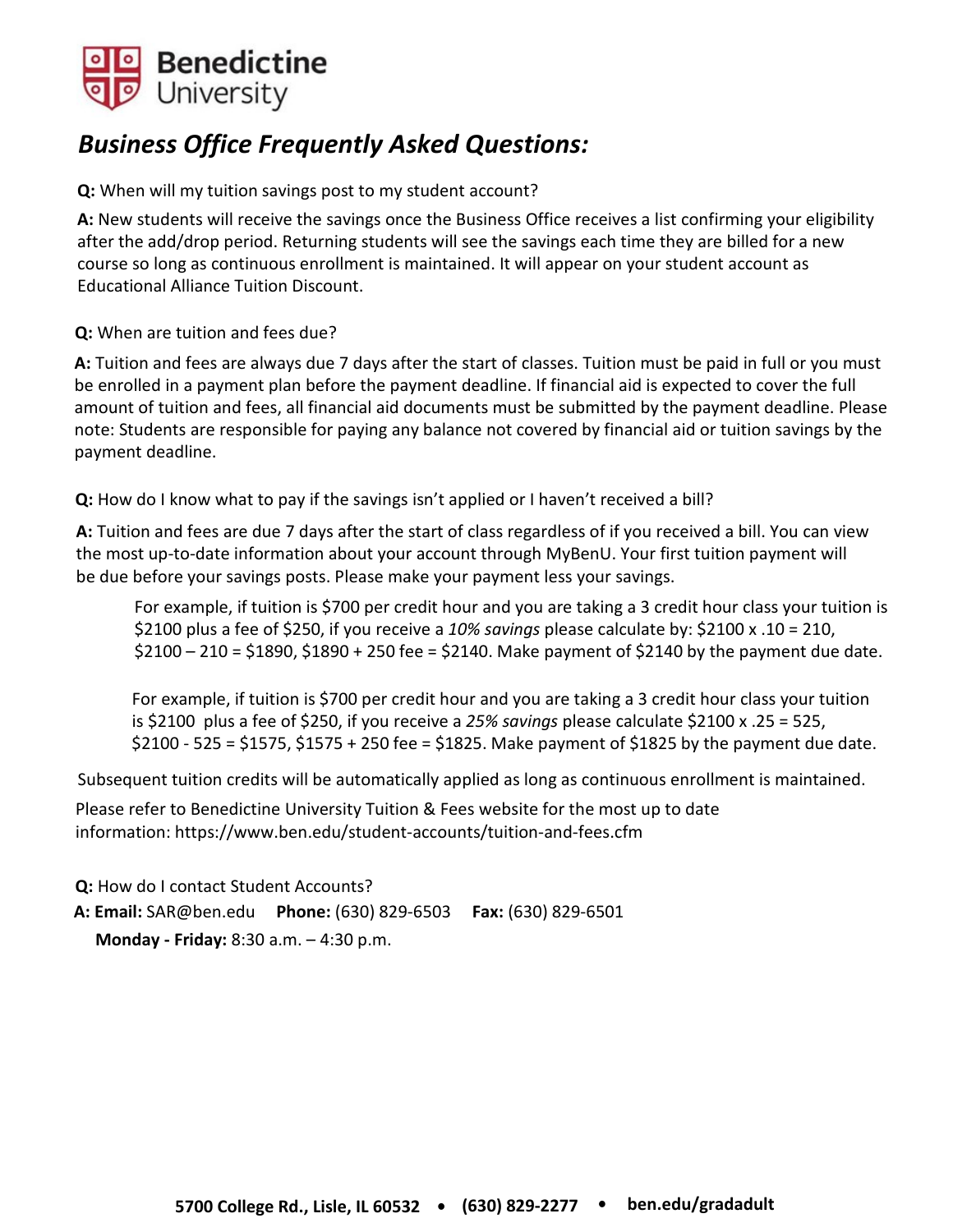Benedictine University

# *Business Office Frequently Asked Questions:*

**Q:** When will my tuition savings post to my student account?

**A:** New students will receive the savings once the Business Office receives a list confirming your eligibility after the add/drop period. Returning students will see the savings each time they are billed for a new course so long as continuous enrollment is maintained. It will appear on your student account as Educational Alliance Tuition Discount.

**Q:** When are tuition and fees due?

**A:** Tuition and fees are always due 7 days after the start of classes. Tuition must be paid in full or you must be enrolled in a payment plan before the payment deadline. If financial aid is expected to cover the full amount of tuition and fees, all financial aid documents must be submitted by the payment deadline. Please note: Students are responsible for paying any balance not covered by financial aid or tuition savings by the payment deadline.

**Q:** How do I know what to pay if the savings isn't applied or I haven't received a bill?

**A:** Tuition and fees are due 7 days after the start of class regardless of if you received a bill. You can view the most up-to-date information about your account through MyBenU. Your first tuition payment will be due before your savings posts. Please make your payment less your savings.

> For example, if tuition is $700 per credit hour and you are taking a 3 credit hour class your tuition is $2100 plus a fee of $250, if you receive a *10% savings* please calculate by: $2100 x .10 = 210, $2100 – 210 = $1890, $1890 + 250 fee = $2140. Make payment of $2140 by the payment due date.
>
> For example, if tuition is $700 per credit hour and you are taking a 3 credit hour class your tuition is $2100 plus a fee of $250, if you receive a *25% savings* please calculate $2100 x .25 = 525, $2100 - 525 = $1575, $1575 + 250 fee = $1825. Make payment of $1825 by the payment due date.

Subsequent tuition credits will be automatically applied as long as continuous enrollment is maintained.

Please refer to Benedictine University Tuition & Fees website for the most up to date information: https://www.ben.edu/student-accounts/tuition-and-fees.cfm

**Q:** How do I contact Student Accounts?

**A: Email:** SAR@ben.edu **Phone:** (630) 829-6503 **Fax:** (630) 829-6501

**Monday - Friday:** 8:30 a.m. – 4:30 p.m.

**5700 College Rd., Lisle, IL 60532 • (630) 829-2277 • ben.edu/gradadult**